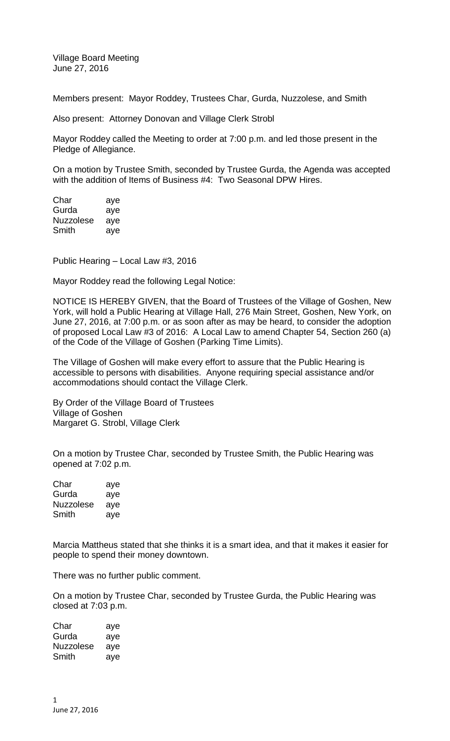Village Board Meeting
June 27, 2016

Members present: Mayor Roddey, Trustees Char, Gurda, Nuzzolese, and Smith

Also present: Attorney Donovan and Village Clerk Strobl

Mayor Roddey called the Meeting to order at 7:00 p.m. and led those present in the Pledge of Allegiance.

On a motion by Trustee Smith, seconded by Trustee Gurda, the Agenda was accepted with the addition of Items of Business #4: Two Seasonal DPW Hires.

| | |
|---|---|
| Char | aye |
| Gurda | aye |
| Nuzzolese | aye |
| Smith | aye |

Public Hearing – Local Law #3, 2016

Mayor Roddey read the following Legal Notice:

NOTICE IS HEREBY GIVEN, that the Board of Trustees of the Village of Goshen, New York, will hold a Public Hearing at Village Hall, 276 Main Street, Goshen, New York, on June 27, 2016, at 7:00 p.m. or as soon after as may be heard, to consider the adoption of proposed Local Law #3 of 2016: A Local Law to amend Chapter 54, Section 260 (a) of the Code of the Village of Goshen (Parking Time Limits).

The Village of Goshen will make every effort to assure that the Public Hearing is accessible to persons with disabilities. Anyone requiring special assistance and/or accommodations should contact the Village Clerk.

By Order of the Village Board of Trustees
Village of Goshen
Margaret G. Strobl, Village Clerk

On a motion by Trustee Char, seconded by Trustee Smith, the Public Hearing was opened at 7:02 p.m.

| | |
|---|---|
| Char | aye |
| Gurda | aye |
| Nuzzolese | aye |
| Smith | aye |

Marcia Mattheus stated that she thinks it is a smart idea, and that it makes it easier for people to spend their money downtown.

There was no further public comment.

On a motion by Trustee Char, seconded by Trustee Gurda, the Public Hearing was closed at 7:03 p.m.

| | |
|---|---|
| Char | aye |
| Gurda | aye |
| Nuzzolese | aye |
| Smith | aye |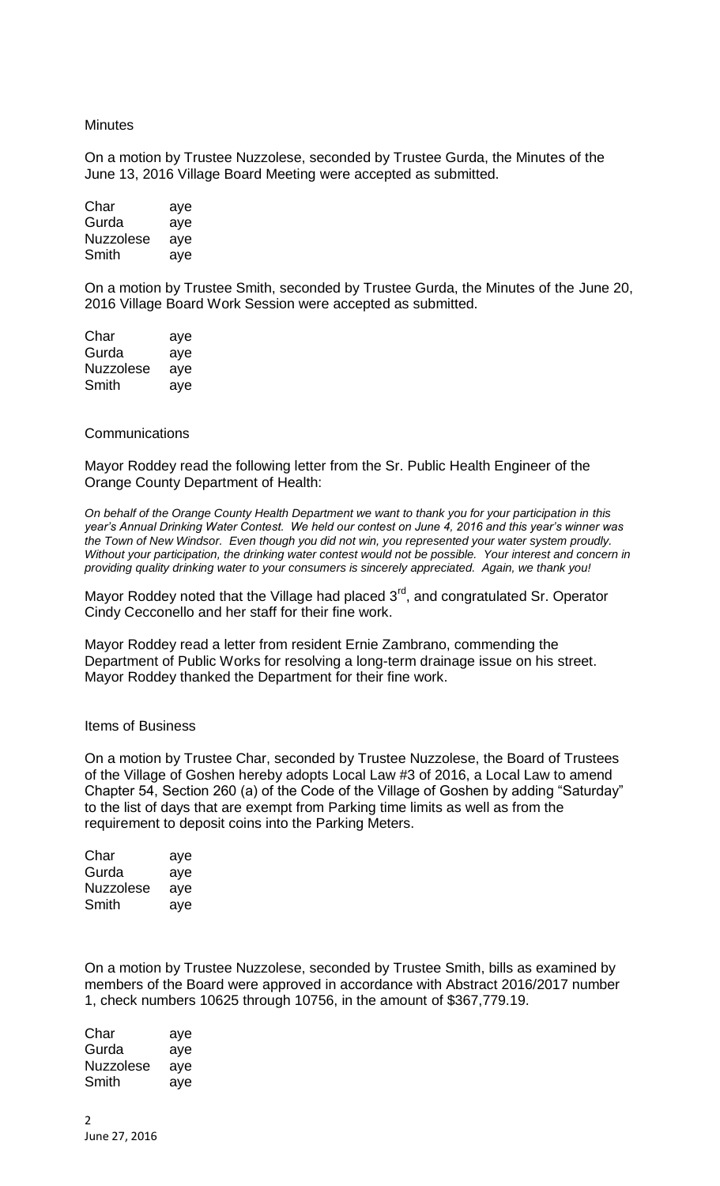Minutes

On a motion by Trustee Nuzzolese, seconded by Trustee Gurda, the Minutes of the June 13, 2016 Village Board Meeting were accepted as submitted.

| | |
|---|---|
| Char | aye |
| Gurda | aye |
| Nuzzolese | aye |
| Smith | aye |

On a motion by Trustee Smith, seconded by Trustee Gurda, the Minutes of the June 20, 2016 Village Board Work Session were accepted as submitted.

| | |
|---|---|
| Char | aye |
| Gurda | aye |
| Nuzzolese | aye |
| Smith | aye |

Communications

Mayor Roddey read the following letter from the Sr. Public Health Engineer of the Orange County Department of Health:

*On behalf of the Orange County Health Department we want to thank you for your participation in this year's Annual Drinking Water Contest. We held our contest on June 4, 2016 and this year's winner was the Town of New Windsor. Even though you did not win, you represented your water system proudly. Without your participation, the drinking water contest would not be possible. Your interest and concern in providing quality drinking water to your consumers is sincerely appreciated. Again, we thank you!*

Mayor Roddey noted that the Village had placed 3rd, and congratulated Sr. Operator Cindy Cecconello and her staff for their fine work.

Mayor Roddey read a letter from resident Ernie Zambrano, commending the Department of Public Works for resolving a long-term drainage issue on his street. Mayor Roddey thanked the Department for their fine work.

Items of Business

On a motion by Trustee Char, seconded by Trustee Nuzzolese, the Board of Trustees of the Village of Goshen hereby adopts Local Law #3 of 2016, a Local Law to amend Chapter 54, Section 260 (a) of the Code of the Village of Goshen by adding "Saturday" to the list of days that are exempt from Parking time limits as well as from the requirement to deposit coins into the Parking Meters.

| | |
|---|---|
| Char | aye |
| Gurda | aye |
| Nuzzolese | aye |
| Smith | aye |

On a motion by Trustee Nuzzolese, seconded by Trustee Smith, bills as examined by members of the Board were approved in accordance with Abstract 2016/2017 number 1, check numbers 10625 through 10756, in the amount of $367,779.19.

| | |
|---|---|
| Char | aye |
| Gurda | aye |
| Nuzzolese | aye |
| Smith | aye |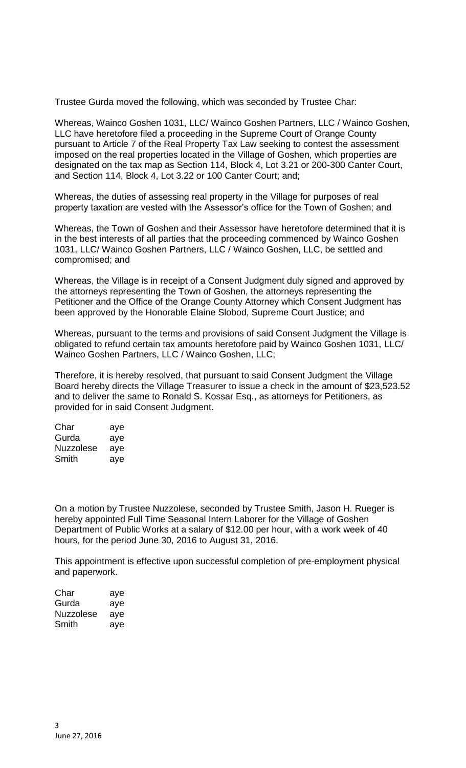Trustee Gurda moved the following, which was seconded by Trustee Char:

Whereas, Wainco Goshen 1031, LLC/ Wainco Goshen Partners, LLC / Wainco Goshen, LLC have heretofore filed a proceeding in the Supreme Court of Orange County pursuant to Article 7 of the Real Property Tax Law seeking to contest the assessment imposed on the real properties located in the Village of Goshen, which properties are designated on the tax map as Section 114, Block 4, Lot 3.21 or 200-300 Canter Court, and Section 114, Block 4, Lot 3.22 or 100 Canter Court; and;

Whereas, the duties of assessing real property in the Village for purposes of real property taxation are vested with the Assessor's office for the Town of Goshen; and

Whereas, the Town of Goshen and their Assessor have heretofore determined that it is in the best interests of all parties that the proceeding commenced by Wainco Goshen 1031, LLC/ Wainco Goshen Partners, LLC / Wainco Goshen, LLC, be settled and compromised; and

Whereas, the Village is in receipt of a Consent Judgment duly signed and approved by the attorneys representing the Town of Goshen, the attorneys representing the Petitioner and the Office of the Orange County Attorney which Consent Judgment has been approved by the Honorable Elaine Slobod, Supreme Court Justice; and

Whereas, pursuant to the terms and provisions of said Consent Judgment the Village is obligated to refund certain tax amounts heretofore paid by Wainco Goshen 1031, LLC/ Wainco Goshen Partners, LLC / Wainco Goshen, LLC;

Therefore, it is hereby resolved, that pursuant to said Consent Judgment the Village Board hereby directs the Village Treasurer to issue a check in the amount of $23,523.52 and to deliver the same to Ronald S. Kossar Esq., as attorneys for Petitioners, as provided for in said Consent Judgment.

| | |
|---|---|
| Char | aye |
| Gurda | aye |
| Nuzzolese | aye |
| Smith | aye |

On a motion by Trustee Nuzzolese, seconded by Trustee Smith, Jason H. Rueger is hereby appointed Full Time Seasonal Intern Laborer for the Village of Goshen Department of Public Works at a salary of $12.00 per hour, with a work week of 40 hours, for the period June 30, 2016 to August 31, 2016.

This appointment is effective upon successful completion of pre-employment physical and paperwork.

| | |
|---|---|
| Char | aye |
| Gurda | aye |
| Nuzzolese | aye |
| Smith | aye |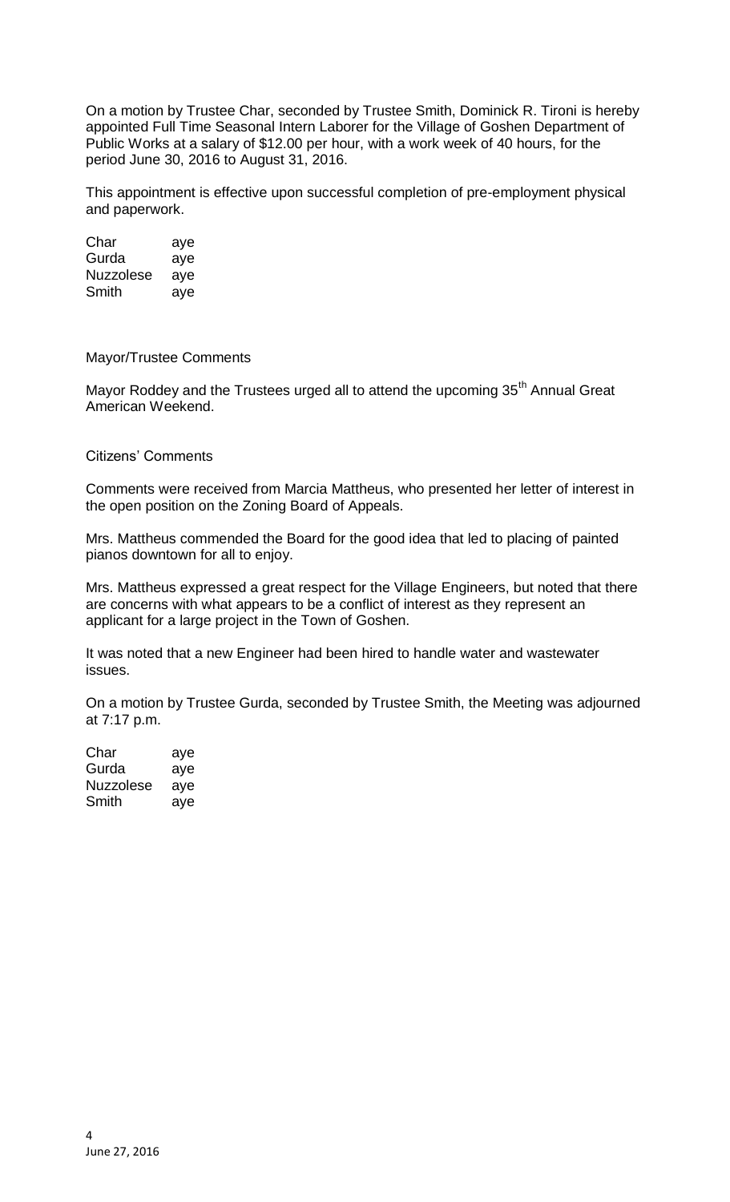On a motion by Trustee Char, seconded by Trustee Smith, Dominick R. Tironi is hereby appointed Full Time Seasonal Intern Laborer for the Village of Goshen Department of Public Works at a salary of $12.00 per hour, with a work week of 40 hours, for the period June 30, 2016 to August 31, 2016.

This appointment is effective upon successful completion of pre-employment physical and paperwork.

| | |
|---|---|
| Char | aye |
| Gurda | aye |
| Nuzzolese | aye |
| Smith | aye |

Mayor/Trustee Comments

Mayor Roddey and the Trustees urged all to attend the upcoming 35th Annual Great American Weekend.

Citizens' Comments

Comments were received from Marcia Mattheus, who presented her letter of interest in the open position on the Zoning Board of Appeals.

Mrs. Mattheus commended the Board for the good idea that led to placing of painted pianos downtown for all to enjoy.

Mrs. Mattheus expressed a great respect for the Village Engineers, but noted that there are concerns with what appears to be a conflict of interest as they represent an applicant for a large project in the Town of Goshen.

It was noted that a new Engineer had been hired to handle water and wastewater issues.

On a motion by Trustee Gurda, seconded by Trustee Smith, the Meeting was adjourned at 7:17 p.m.

| | |
|---|---|
| Char | aye |
| Gurda | aye |
| Nuzzolese | aye |
| Smith | aye |